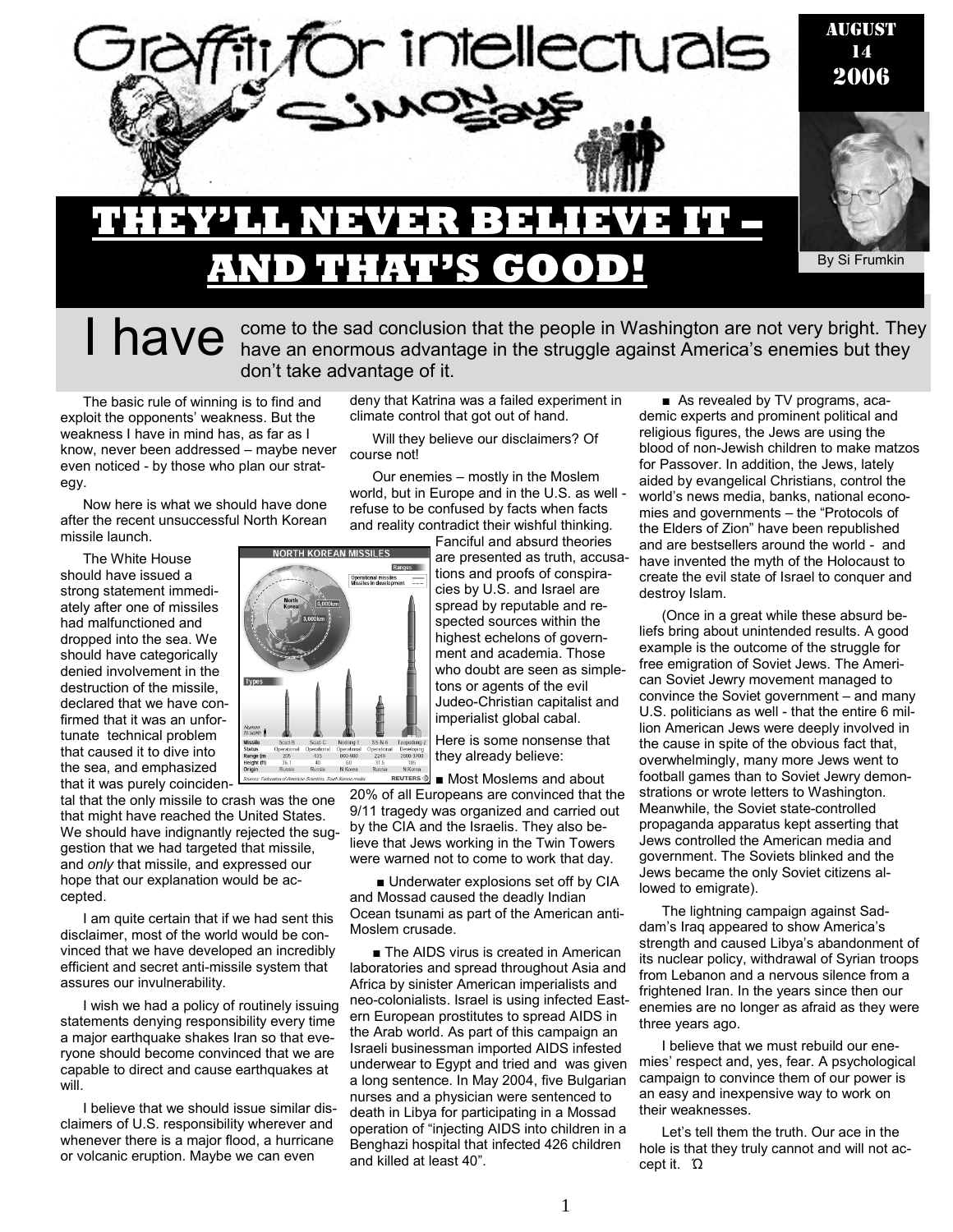# Graffiti for intellectuals

## Simon Says

AUGUST 14 2006

# THEY'LL NEVER BELIEVE IT – AND THAT'S GOOD!

By Si Frumkin

**I have** come to the sad conclusion that the people in Washington are not very bright. They have an enormous advantage in the struggle against America's enemies but they don't take advantage of it.

The basic rule of winning is to find and exploit the opponents' weakness. But the weakness I have in mind has, as far as I know, never been addressed – maybe never even noticed - by those who plan our strategy.

Now here is what we should have done after the recent unsuccessful North Korean missile launch.

The White House should have issued a strong statement immediately after one of missiles had malfunctioned and dropped into the sea. We should have categorically denied involvement in the destruction of the missile, declared that we have confirmed that it was an unfortunate technical problem that caused it to dive into the sea, and emphasized that it was purely coincidental that the only missile to crash was the one that might have reached the United States. We should have indignantly rejected the suggestion that we had targeted that missile, and *only* that missile, and expressed our hope that our explanation would be accepted.

I am quite certain that if we had sent this disclaimer, most of the world would be convinced that we have developed an incredibly efficient and secret anti-missile system that assures our invulnerability.

I wish we had a policy of routinely issuing statements denying responsibility every time a major earthquake shakes Iran so that everyone should become convinced that we are capable to direct and cause earthquakes at will.

I believe that we should issue similar disclaimers of U.S. responsibility wherever and whenever there is a major flood, a hurricane or volcanic eruption. Maybe we can even deny that Katrina was a failed experiment in climate control that got out of hand.

Will they believe our disclaimers? Of course not!

Our enemies – mostly in the Moslem world, but in Europe and in the U.S. as well - refuse to be confused by facts when facts and reality contradict their wishful thinking. Fanciful and absurd theories are presented as truth, accusations and proofs of conspiracies by U.S. and Israel are spread by reputable and respected sources within the highest echelons of government and academia. Those who doubt are seen as simpletons or agents of the evil Judeo-Christian capitalist and imperialist global cabal.

Here is some nonsense that they already believe:

- Most Moslems and about 20% of all Europeans are convinced that the 9/11 tragedy was organized and carried out by the CIA and the Israelis. They also believe that Jews working in the Twin Towers were warned not to come to work that day.

- Underwater explosions set off by CIA and Mossad caused the deadly Indian Ocean tsunami as part of the American anti-Moslem crusade.

- The AIDS virus is created in American laboratories and spread throughout Asia and Africa by sinister American imperialists and neo-colonialists. Israel is using infected Eastern European prostitutes to spread AIDS in the Arab world. As part of this campaign an Israeli businessman imported AIDS infested underwear to Egypt and tried and was given a long sentence. In May 2004, five Bulgarian nurses and a physician were sentenced to death in Libya for participating in a Mossad operation of "injecting AIDS into children in a Benghazi hospital that infected 426 children and killed at least 40".

- As revealed by TV programs, academic experts and prominent political and religious figures, the Jews are using the blood of non-Jewish children to make matzos for Passover. In addition, the Jews, lately aided by evangelical Christians, control the world's news media, banks, national economies and governments – the "Protocols of the Elders of Zion" have been republished and are bestsellers around the world - and have invented the myth of the Holocaust to create the evil state of Israel to conquer and destroy Islam.

(Once in a great while these absurd beliefs bring about unintended results. A good example is the outcome of the struggle for free emigration of Soviet Jews. The American Soviet Jewry movement managed to convince the Soviet government – and many U.S. politicians as well - that the entire 6 million American Jews were deeply involved in the cause in spite of the obvious fact that, overwhelmingly, many more Jews went to football games than to Soviet Jewry demonstrations or wrote letters to Washington. Meanwhile, the Soviet state-controlled propaganda apparatus kept asserting that Jews controlled the American media and government. The Soviets blinked and the Jews became the only Soviet citizens allowed to emigrate).

The lightning campaign against Saddam's Iraq appeared to show America's strength and caused Libya's abandonment of its nuclear policy, withdrawal of Syrian troops from Lebanon and a nervous silence from a frightened Iran. In the years since then our enemies are no longer as afraid as they were three years ago.

I believe that we must rebuild our enemies' respect and, yes, fear. A psychological campaign to convince them of our power is an easy and inexpensive way to work on their weaknesses.

Let's tell them the truth. Our ace in the hole is that they truly cannot and will not accept it. Ω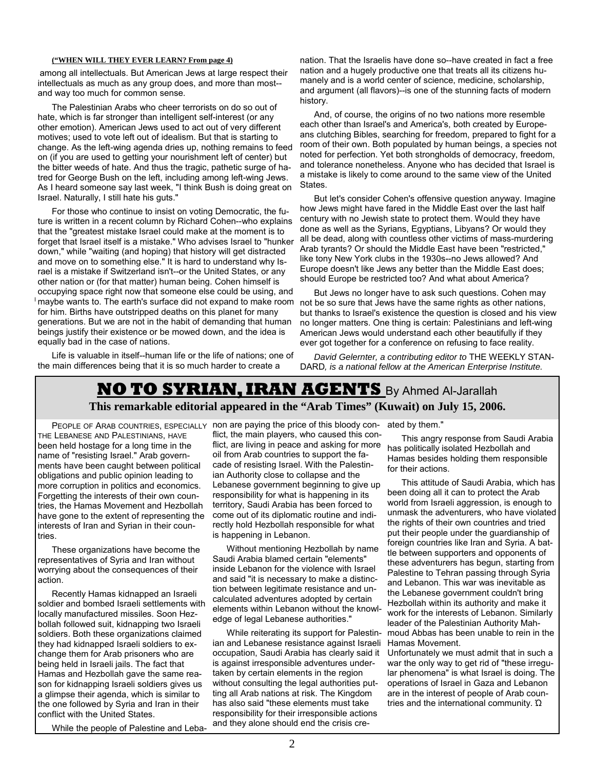**("WHEN WILL THEY EVER LEARN? From page 4)**

among all intellectuals. But American Jews at large respect their intellectuals as much as any group does, and more than most--and way too much for common sense.

The Palestinian Arabs who cheer terrorists on do so out of hate, which is far stronger than intelligent self-interest (or any other emotion). American Jews used to act out of very different motives; used to vote left out of idealism. But that is starting to change. As the left-wing agenda dries up, nothing remains to feed on (if you are used to getting your nourishment left of center) but the bitter weeds of hate. And thus the tragic, pathetic surge of hatred for George Bush on the left, including among left-wing Jews. As I heard someone say last week, "I think Bush is doing great on Israel. Naturally, I still hate his guts."

For those who continue to insist on voting Democratic, the future is written in a recent column by Richard Cohen--who explains that the "greatest mistake Israel could make at the moment is to forget that Israel itself is a mistake." Who advises Israel to "hunker down," while "waiting (and hoping) that history will get distracted and move on to something else." It is hard to understand why Israel is a mistake if Switzerland isn't--or the United States, or any other nation or (for that matter) human being. Cohen himself is occupying space right now that someone else could be using, and maybe wants to. The earth's surface did not expand to make room for him. Births have outstripped deaths on this planet for many generations. But we are not in the habit of demanding that human beings justify their existence or be mowed down, and the idea is equally bad in the case of nations.

Life is valuable in itself--human life or the life of nations; one of the main differences being that it is so much harder to create a nation. That the Israelis have done so--have created in fact a free nation and a hugely productive one that treats all its citizens humanely and is a world center of science, medicine, scholarship, and argument (all flavors)--is one of the stunning facts of modern history.

And, of course, the origins of no two nations more resemble each other than Israel's and America's, both created by Europeans clutching Bibles, searching for freedom, prepared to fight for a room of their own. Both populated by human beings, a species not noted for perfection. Yet both strongholds of democracy, freedom, and tolerance nonetheless. Anyone who has decided that Israel is a mistake is likely to come around to the same view of the United States.

But let's consider Cohen's offensive question anyway. Imagine how Jews might have fared in the Middle East over the last half century with no Jewish state to protect them. Would they have done as well as the Syrians, Egyptians, Libyans? Or would they all be dead, along with countless other victims of mass-murdering Arab tyrants? Or should the Middle East have been "restricted," like tony New York clubs in the 1930s--no Jews allowed? And Europe doesn't like Jews any better than the Middle East does; should Europe be restricted too? And what about America?

But Jews no longer have to ask such questions. Cohen may not be so sure that Jews have the same rights as other nations, but thanks to Israel's existence the question is closed and his view no longer matters. One thing is certain: Palestinians and left-wing American Jews would understand each other beautifully if they ever got together for a conference on refusing to face reality.

*David Gelernter, a contributing editor to* THE WEEKLY STANDARD*, is a national fellow at the American Enterprise Institute.*

# NO TO SYRIAN, IRAN AGENTS By Ahmed Al-Jarallah

**This remarkable editorial appeared in the "Arab Times" (Kuwait) on July 15, 2006.**

PEOPLE OF ARAB COUNTRIES, ESPECIALLY THE LEBANESE AND PALESTINIANS, HAVE been held hostage for a long time in the name of "resisting Israel." Arab governments have been caught between political obligations and public opinion leading to more corruption in politics and economics. Forgetting the interests of their own countries, the Hamas Movement and Hezbollah have gone to the extent of representing the interests of Iran and Syrian in their countries.

These organizations have become the representatives of Syria and Iran without worrying about the consequences of their action.

Recently Hamas kidnapped an Israeli soldier and bombed Israeli settlements with locally manufactured missiles. Soon Hezbollah followed suit, kidnapping two Israeli soldiers. Both these organizations claimed they had kidnapped Israeli soldiers to exchange them for Arab prisoners who are being held in Israeli jails. The fact that Hamas and Hezbollah gave the same reason for kidnapping Israeli soldiers gives us a glimpse their agenda, which is similar to the one followed by Syria and Iran in their conflict with the United States.

While the people of Palestine and Lebanon are paying the price of this bloody conflict, the main players, who caused this conflict, are living in peace and asking for more oil from Arab countries to support the facade of resisting Israel. With the Palestinian Authority close to collapse and the Lebanese government beginning to give up responsibility for what is happening in its territory, Saudi Arabia has been forced to come out of its diplomatic routine and indirectly hold Hezbollah responsible for what is happening in Lebanon.

Without mentioning Hezbollah by name Saudi Arabia blamed certain "elements" inside Lebanon for the violence with Israel and said "it is necessary to make a distinction between legitimate resistance and uncalculated adventures adopted by certain elements within Lebanon without the knowledge of legal Lebanese authorities."

While reiterating its support for Palestinian and Lebanese resistance against Israeli occupation, Saudi Arabia has clearly said it is against irresponsible adventures undertaken by certain elements in the region without consulting the legal authorities putting all Arab nations at risk. The Kingdom has also said "these elements must take responsibility for their irresponsible actions and they alone should end the crisis created by them."

This angry response from Saudi Arabia has politically isolated Hezbollah and Hamas besides holding them responsible for their actions.

This attitude of Saudi Arabia, which has been doing all it can to protect the Arab world from Israeli aggression, is enough to unmask the adventurers, who have violated the rights of their own countries and tried put their people under the guardianship of foreign countries like Iran and Syria. A battle between supporters and opponents of these adventurers has begun, starting from Palestine to Tehran passing through Syria and Lebanon. This war was inevitable as the Lebanese government couldn't bring Hezbollah within its authority and make it work for the interests of Lebanon. Similarly leader of the Palestinian Authority Mahmoud Abbas has been unable to rein in the Hamas Movement.

Unfortunately we must admit that in such a war the only way to get rid of "these irregular phenomena" is what Israel is doing. The operations of Israel in Gaza and Lebanon are in the interest of people of Arab countries and the international community. Ω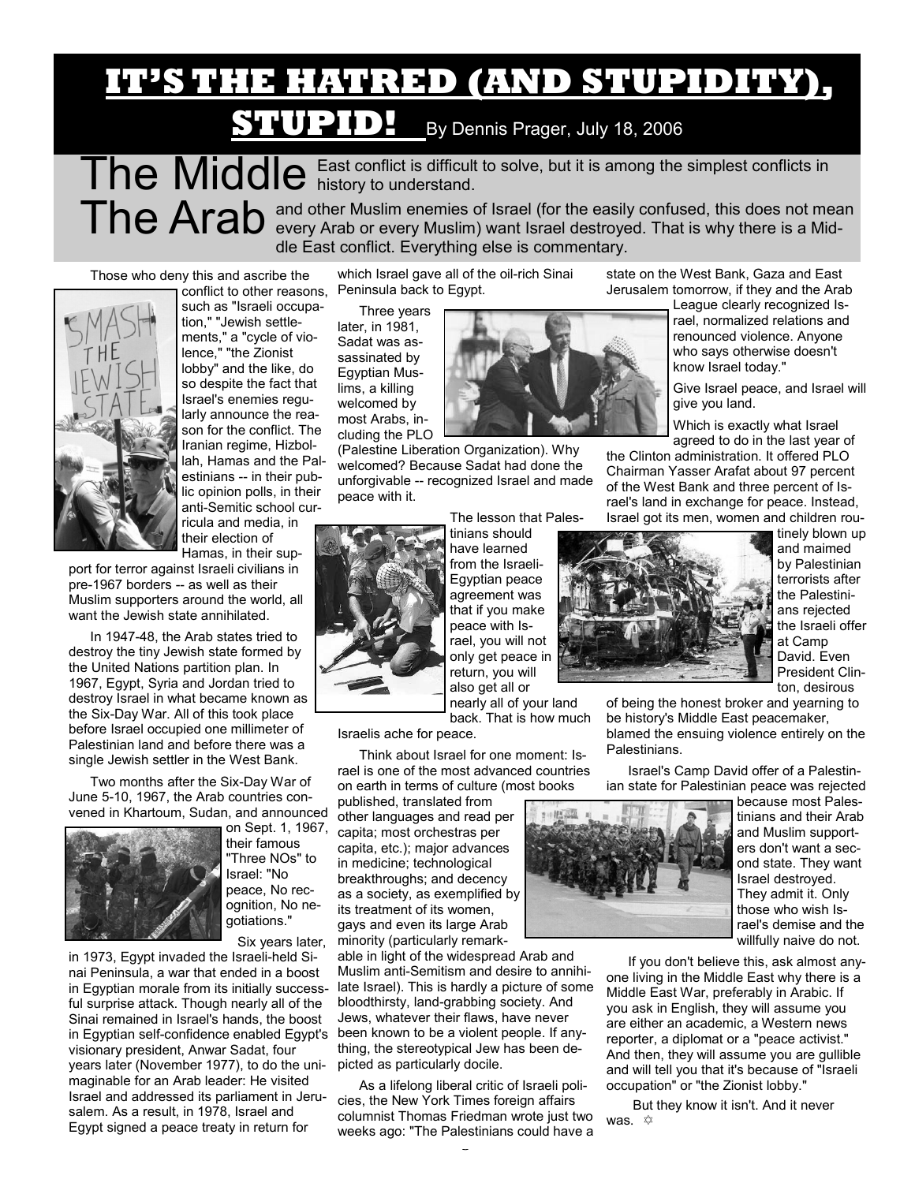# IT'S THE HATRED (AND STUPIDITY), STUPID!

By Dennis Prager, July 18, 2006

**The Middle East conflict is difficult to solve, but it is among the simplest conflicts in history to understand.**

**The Arab and other Muslim enemies of Israel (for the easily confused, this does not mean every Arab or every Muslim) want Israel destroyed. That is why there is a Middle East conflict. Everything else is commentary.**

Those who deny this and ascribe the conflict to other reasons, such as "Israeli occupation," "Jewish settlements," a "cycle of violence," "the Zionist lobby" and the like, do so despite the fact that Israel's enemies regularly announce the reason for the conflict. The Iranian regime, Hizbollah, Hamas and the Palestinians -- in their public opinion polls, in their anti-Semitic school curricula and media, in their election of Hamas, in their support for terror against Israeli civilians in pre-1967 borders -- as well as their Muslim supporters around the world, all want the Jewish state annihilated.

In 1947-48, the Arab states tried to destroy the tiny Jewish state formed by the United Nations partition plan. In 1967, Egypt, Syria and Jordan tried to destroy Israel in what became known as the Six-Day War. All of this took place before Israel occupied one millimeter of Palestinian land and before there was a single Jewish settler in the West Bank.

Two months after the Six-Day War of June 5-10, 1967, the Arab countries convened in Khartoum, Sudan, and announced on Sept. 1, 1967, their famous "Three NOs" to Israel: "No peace, No recognition, No negotiations."

Six years later, in 1973, Egypt invaded the Israeli-held Sinai Peninsula, a war that ended in a boost in Egyptian morale from its initially successful surprise attack. Though nearly all of the Sinai remained in Israel's hands, the boost in Egyptian self-confidence enabled Egypt's visionary president, Anwar Sadat, four years later (November 1977), to do the unimaginable for an Arab leader: He visited Israel and addressed its parliament in Jerusalem. As a result, in 1978, Israel and Egypt signed a peace treaty in return for which Israel gave all of the oil-rich Sinai Peninsula back to Egypt.

Three years later, in 1981, Sadat was assassinated by Egyptian Muslims, a killing welcomed by most Arabs, including the PLO (Palestine Liberation Organization). Why welcomed? Because Sadat had done the unforgivable -- recognized Israel and made peace with it.

The lesson that Palestinians should have learned from the Israeli-Egyptian peace agreement was that if you make peace with Israel, you will not only get peace in return, you will also get all or nearly all of your land back. That is how much Israelis ache for peace.

Think about Israel for one moment: Israel is one of the most advanced countries on earth in terms of culture (most books published, translated from other languages and read per capita; most orchestras per capita, etc.); major advances in medicine; technological breakthroughs; and decency as a society, as exemplified by its treatment of its women, gays and even its large Arab minority (particularly remarkable in light of the widespread Arab and Muslim anti-Semitism and desire to annihilate Israel). This is hardly a picture of some bloodthirsty, land-grabbing society. And Jews, whatever their flaws, have never been known to be a violent people. If anything, the stereotypical Jew has been depicted as particularly docile.

As a lifelong liberal critic of Israeli policies, the New York Times foreign affairs columnist Thomas Friedman wrote just two weeks ago: "The Palestinians could have a state on the West Bank, Gaza and East Jerusalem tomorrow, if they and the Arab League clearly recognized Israel, normalized relations and renounced violence. Anyone who says otherwise doesn't know Israel today."

Give Israel peace, and Israel will give you land.

Which is exactly what Israel agreed to do in the last year of the Clinton administration. It offered PLO Chairman Yasser Arafat about 97 percent of the West Bank and three percent of Israel's land in exchange for peace. Instead, Israel got its men, women and children routinely blown up and maimed by Palestinian terrorists after the Palestinians rejected the Israeli offer at Camp David. Even President Clinton, desirous of being the honest broker and yearning to be history's Middle East peacemaker, blamed the ensuing violence entirely on the Palestinians.

Israel's Camp David offer of a Palestinian state for Palestinian peace was rejected because most Palestinians and their Arab and Muslim supporters don't want a second state. They want Israel destroyed. They admit it. Only those who wish Israel's demise and the willfully naive do not.

If you don't believe this, ask almost anyone living in the Middle East why there is a Middle East War, preferably in Arabic. If you ask in English, they will assume you are either an academic, a Western news reporter, a diplomat or a "peace activist." And then, they will assume you are gullible and will tell you that it's because of "Israeli occupation" or "the Zionist lobby."

But they know it isn't. And it never was. ✡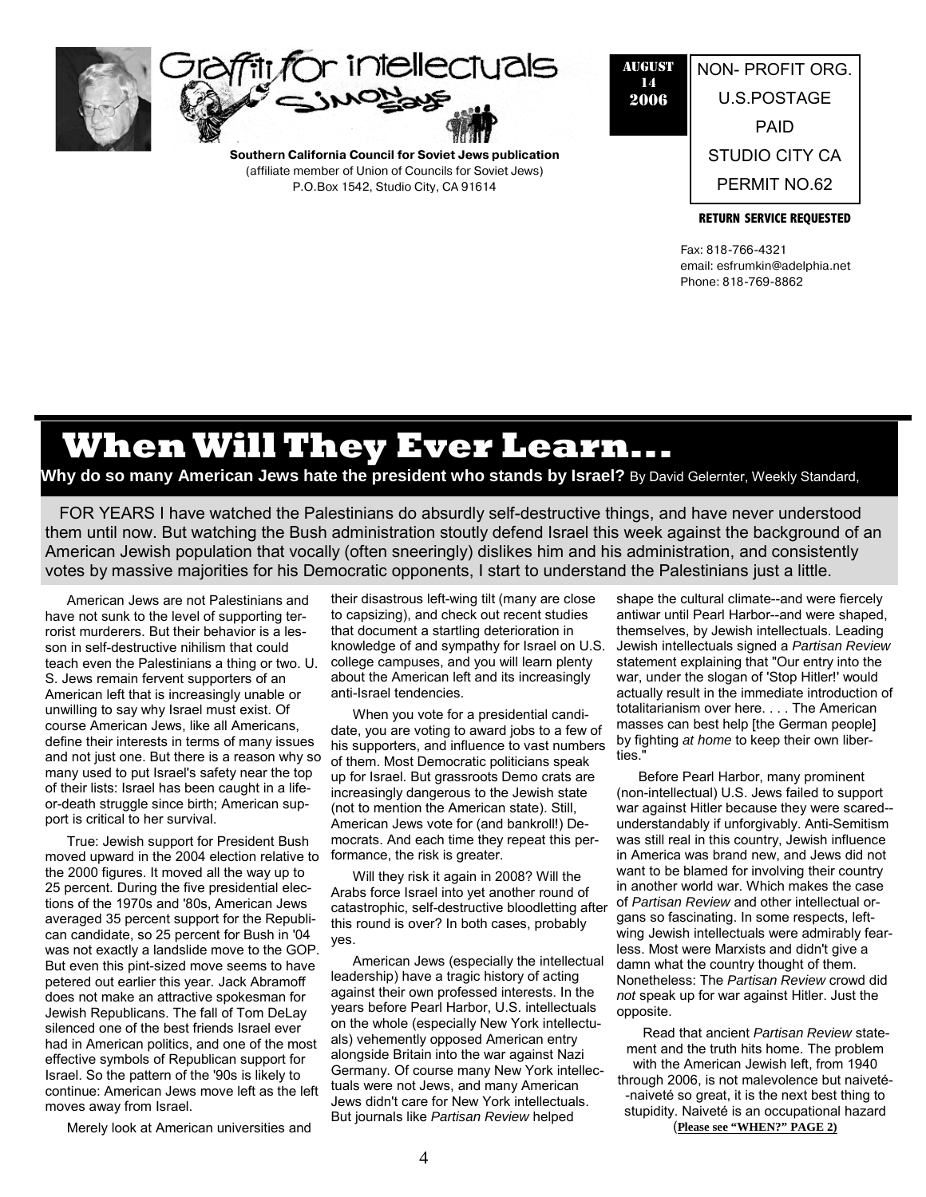Graffiti for intellectuals

Simon Says

**Southern California Council for Soviet Jews publication**
(affiliate member of Union of Councils for Soviet Jews)
P.O.Box 1542, Studio City, CA 91614

**AUGUST 14 2006**

NON- PROFIT ORG.
U.S.POSTAGE
PAID
STUDIO CITY CA
PERMIT NO.62

**RETURN SERVICE REQUESTED**

Fax: 818-766-4321
email: esfrumkin@adelphia.net
Phone: 818-769-8862

# When Will They Ever Learn...

**Why do so many American Jews hate the president who stands by Israel?** By David Gelernter, Weekly Standard,

FOR YEARS I have watched the Palestinians do absurdly self-destructive things, and have never understood them until now. But watching the Bush administration stoutly defend Israel this week against the background of an American Jewish population that vocally (often sneeringly) dislikes him and his administration, and consistently votes by massive majorities for his Democratic opponents, I start to understand the Palestinians just a little.

American Jews are not Palestinians and have not sunk to the level of supporting terrorist murderers. But their behavior is a lesson in self-destructive nihilism that could teach even the Palestinians a thing or two. U. S. Jews remain fervent supporters of an American left that is increasingly unable or unwilling to say why Israel must exist. Of course American Jews, like all Americans, define their interests in terms of many issues and not just one. But there is a reason why so many used to put Israel's safety near the top of their lists: Israel has been caught in a life-or-death struggle since birth; American support is critical to her survival.

True: Jewish support for President Bush moved upward in the 2004 election relative to the 2000 figures. It moved all the way up to 25 percent. During the five presidential elections of the 1970s and '80s, American Jews averaged 35 percent support for the Republican candidate, so 25 percent for Bush in '04 was not exactly a landslide move to the GOP. But even this pint-sized move seems to have petered out earlier this year. Jack Abramoff does not make an attractive spokesman for Jewish Republicans. The fall of Tom DeLay silenced one of the best friends Israel ever had in American politics, and one of the most effective symbols of Republican support for Israel. So the pattern of the '90s is likely to continue: American Jews move left as the left moves away from Israel.

Merely look at American universities and their disastrous left-wing tilt (many are close to capsizing), and check out recent studies that document a startling deterioration in knowledge of and sympathy for Israel on U.S. college campuses, and you will learn plenty about the American left and its increasingly anti-Israel tendencies.

When you vote for a presidential candidate, you are voting to award jobs to a few of his supporters, and influence to vast numbers of them. Most Democratic politicians speak up for Israel. But grassroots Demo crats are increasingly dangerous to the Jewish state (not to mention the American state). Still, American Jews vote for (and bankroll!) Democrats. And each time they repeat this performance, the risk is greater.

Will they risk it again in 2008? Will the Arabs force Israel into yet another round of catastrophic, self-destructive bloodletting after this round is over? In both cases, probably yes.

American Jews (especially the intellectual leadership) have a tragic history of acting against their own professed interests. In the years before Pearl Harbor, U.S. intellectuals on the whole (especially New York intellectuals) vehemently opposed American entry alongside Britain into the war against Nazi Germany. Of course many New York intellectuals were not Jews, and many American Jews didn't care for New York intellectuals. But journals like *Partisan Review* helped shape the cultural climate--and were fiercely antiwar until Pearl Harbor--and were shaped, themselves, by Jewish intellectuals. Leading Jewish intellectuals signed a *Partisan Review* statement explaining that "Our entry into the war, under the slogan of 'Stop Hitler!' would actually result in the immediate introduction of totalitarianism over here. . . . The American masses can best help [the German people] by fighting *at home* to keep their own liberties."

Before Pearl Harbor, many prominent (non-intellectual) U.S. Jews failed to support war against Hitler because they were scared--understandably if unforgivably. Anti-Semitism was still real in this country, Jewish influence in America was brand new, and Jews did not want to be blamed for involving their country in another world war. Which makes the case of *Partisan Review* and other intellectual organs so fascinating. In some respects, left-wing Jewish intellectuals were admirably fearless. Most were Marxists and didn't give a damn what the country thought of them. Nonetheless: The *Partisan Review* crowd did *not* speak up for war against Hitler. Just the opposite.

Read that ancient *Partisan Review* statement and the truth hits home. The problem with the American Jewish left, from 1940 through 2006, is not malevolence but naiveté--naiveté so great, it is the next best thing to stupidity. Naiveté is an occupational hazard (**Please see "WHEN?" PAGE 2)**